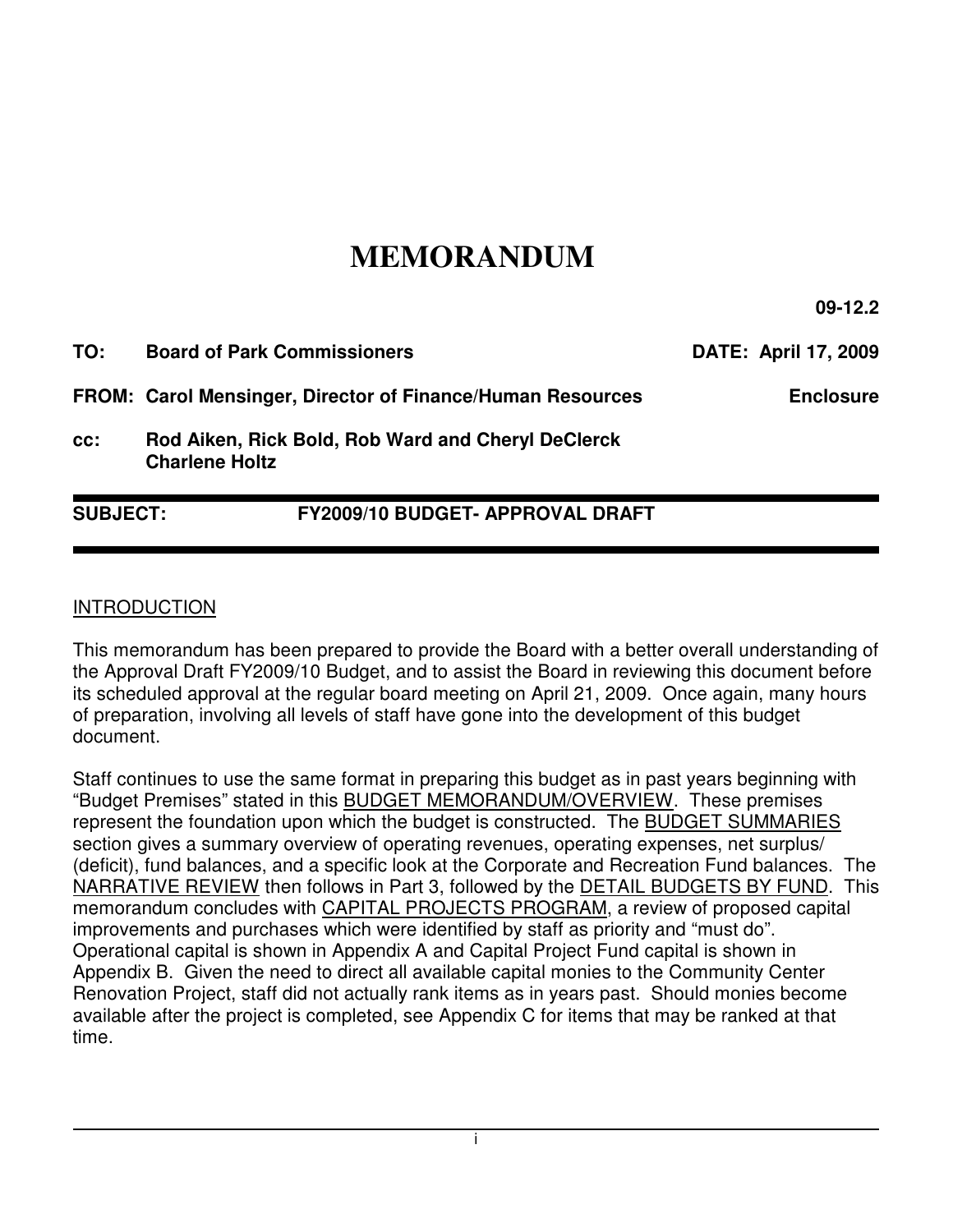# MEMORANDUM

**09-12.2**

**TO:** **Board of Park Commissioners** **DATE: April 17, 2009**

**FROM: Carol Mensinger, Director of Finance/Human Resources** **Enclosure**

**cc:** **Rod Aiken, Rick Bold, Rob Ward and Cheryl DeClerck**
**Charlene Holtz**

---

**SUBJECT:** **FY2009/10 BUDGET- APPROVAL DRAFT**

---

INTRODUCTION

This memorandum has been prepared to provide the Board with a better overall understanding of the Approval Draft FY2009/10 Budget, and to assist the Board in reviewing this document before its scheduled approval at the regular board meeting on April 21, 2009. Once again, many hours of preparation, involving all levels of staff have gone into the development of this budget document.

Staff continues to use the same format in preparing this budget as in past years beginning with "Budget Premises" stated in this BUDGET MEMORANDUM/OVERVIEW. These premises represent the foundation upon which the budget is constructed. The BUDGET SUMMARIES section gives a summary overview of operating revenues, operating expenses, net surplus/ (deficit), fund balances, and a specific look at the Corporate and Recreation Fund balances. The NARRATIVE REVIEW then follows in Part 3, followed by the DETAIL BUDGETS BY FUND. This memorandum concludes with CAPITAL PROJECTS PROGRAM, a review of proposed capital improvements and purchases which were identified by staff as priority and "must do". Operational capital is shown in Appendix A and Capital Project Fund capital is shown in Appendix B. Given the need to direct all available capital monies to the Community Center Renovation Project, staff did not actually rank items as in years past. Should monies become available after the project is completed, see Appendix C for items that may be ranked at that time.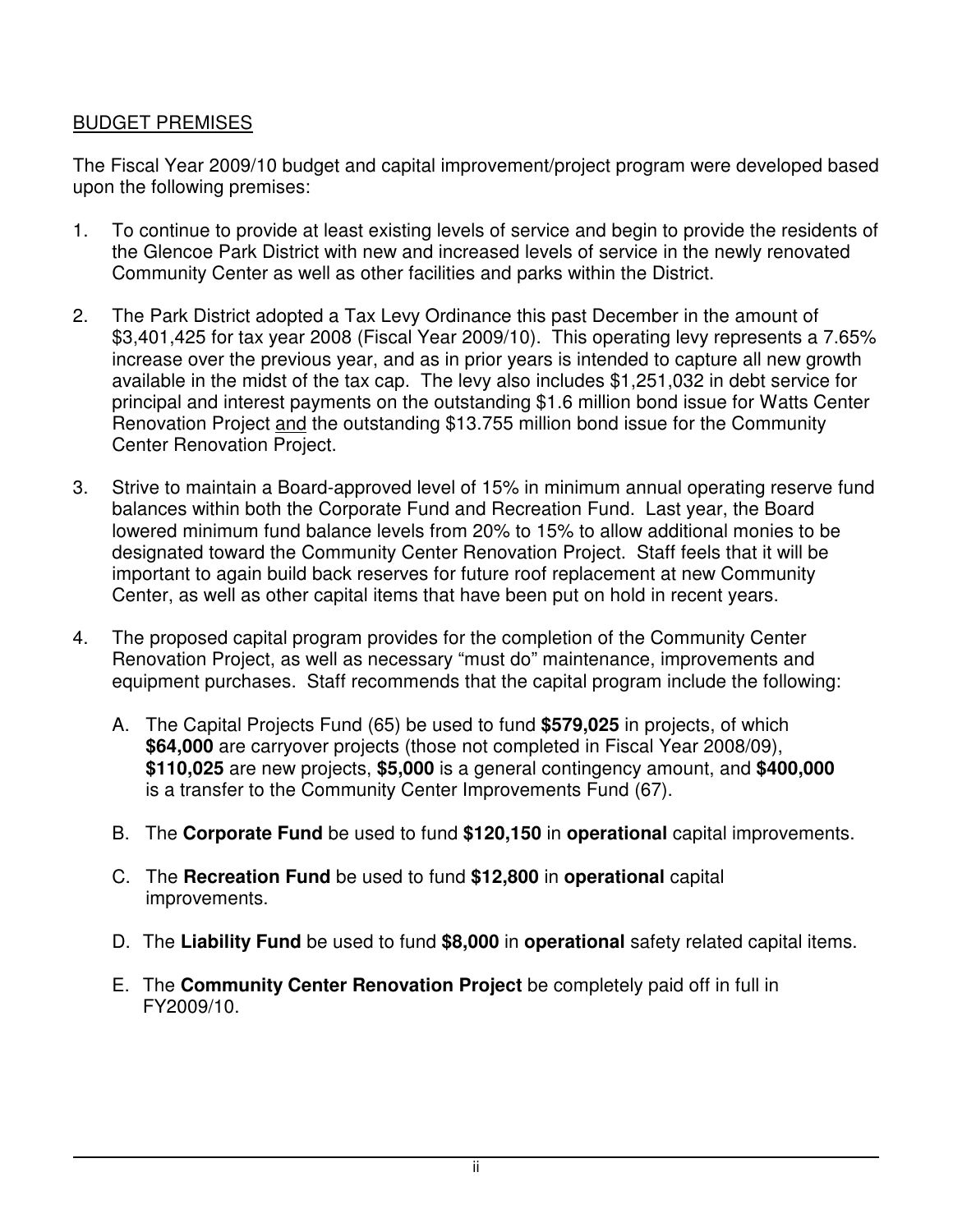## BUDGET PREMISES

The Fiscal Year 2009/10 budget and capital improvement/project program were developed based upon the following premises:

1. To continue to provide at least existing levels of service and begin to provide the residents of the Glencoe Park District with new and increased levels of service in the newly renovated Community Center as well as other facilities and parks within the District.

2. The Park District adopted a Tax Levy Ordinance this past December in the amount of $3,401,425 for tax year 2008 (Fiscal Year 2009/10). This operating levy represents a 7.65% increase over the previous year, and as in prior years is intended to capture all new growth available in the midst of the tax cap. The levy also includes $1,251,032 in debt service for principal and interest payments on the outstanding $1.6 million bond issue for Watts Center Renovation Project <u>and</u> the outstanding $13.755 million bond issue for the Community Center Renovation Project.

3. Strive to maintain a Board-approved level of 15% in minimum annual operating reserve fund balances within both the Corporate Fund and Recreation Fund. Last year, the Board lowered minimum fund balance levels from 20% to 15% to allow additional monies to be designated toward the Community Center Renovation Project. Staff feels that it will be important to again build back reserves for future roof replacement at new Community Center, as well as other capital items that have been put on hold in recent years.

4. The proposed capital program provides for the completion of the Community Center Renovation Project, as well as necessary "must do" maintenance, improvements and equipment purchases. Staff recommends that the capital program include the following:

   A. The Capital Projects Fund (65) be used to fund **$579,025** in projects, of which **$64,000** are carryover projects (those not completed in Fiscal Year 2008/09), **$110,025** are new projects, **$5,000** is a general contingency amount, and **$400,000** is a transfer to the Community Center Improvements Fund (67).

   B. The **Corporate Fund** be used to fund **$120,150** in **operational** capital improvements.

   C. The **Recreation Fund** be used to fund **$12,800** in **operational** capital improvements.

   D. The **Liability Fund** be used to fund **$8,000** in **operational** safety related capital items.

   E. The **Community Center Renovation Project** be completely paid off in full in FY2009/10.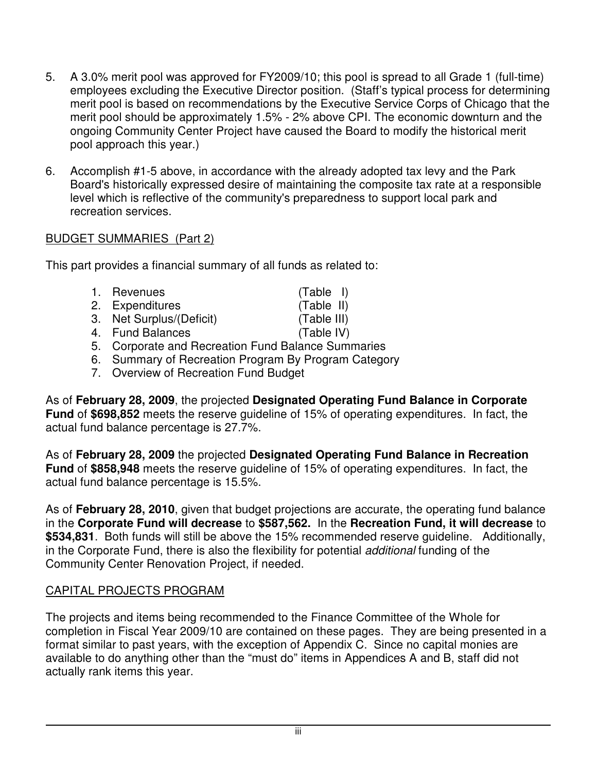5. A 3.0% merit pool was approved for FY2009/10; this pool is spread to all Grade 1 (full-time) employees excluding the Executive Director position. (Staff's typical process for determining merit pool is based on recommendations by the Executive Service Corps of Chicago that the merit pool should be approximately 1.5% - 2% above CPI. The economic downturn and the ongoing Community Center Project have caused the Board to modify the historical merit pool approach this year.)

6. Accomplish #1-5 above, in accordance with the already adopted tax levy and the Park Board's historically expressed desire of maintaining the composite tax rate at a responsible level which is reflective of the community's preparedness to support local park and recreation services.

## BUDGET SUMMARIES (Part 2)

This part provides a financial summary of all funds as related to:

1. Revenues (Table I)
2. Expenditures (Table II)
3. Net Surplus/(Deficit) (Table III)
4. Fund Balances (Table IV)
5. Corporate and Recreation Fund Balance Summaries
6. Summary of Recreation Program By Program Category
7. Overview of Recreation Fund Budget

As of **February 28, 2009**, the projected **Designated Operating Fund Balance in Corporate Fund** of **$698,852** meets the reserve guideline of 15% of operating expenditures. In fact, the actual fund balance percentage is 27.7%.

As of **February 28, 2009** the projected **Designated Operating Fund Balance in Recreation Fund** of **$858,948** meets the reserve guideline of 15% of operating expenditures. In fact, the actual fund balance percentage is 15.5%.

As of **February 28, 2010**, given that budget projections are accurate, the operating fund balance in the **Corporate Fund will decrease** to **$587,562.** In the **Recreation Fund, it will decrease** to **$534,831**. Both funds will still be above the 15% recommended reserve guideline. Additionally, in the Corporate Fund, there is also the flexibility for potential *additional* funding of the Community Center Renovation Project, if needed.

## CAPITAL PROJECTS PROGRAM

The projects and items being recommended to the Finance Committee of the Whole for completion in Fiscal Year 2009/10 are contained on these pages. They are being presented in a format similar to past years, with the exception of Appendix C. Since no capital monies are available to do anything other than the "must do" items in Appendices A and B, staff did not actually rank items this year.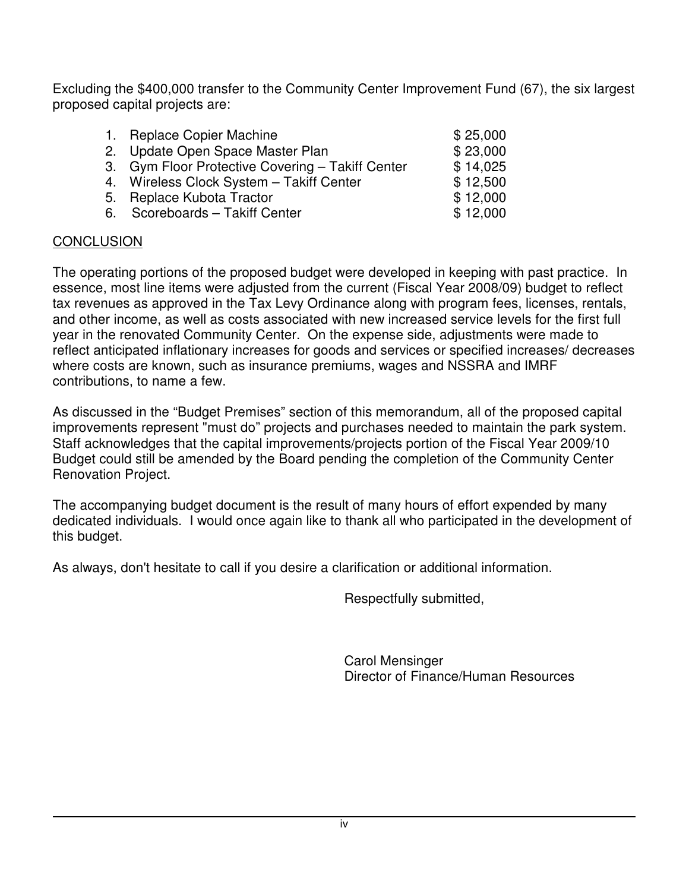Excluding the $400,000 transfer to the Community Center Improvement Fund (67), the six largest proposed capital projects are:

| | | |
|---|---|---|
| 1. | Replace Copier Machine | $ 25,000 |
| 2. | Update Open Space Master Plan | $ 23,000 |
| 3. | Gym Floor Protective Covering – Takiff Center | $ 14,025 |
| 4. | Wireless Clock System – Takiff Center | $ 12,500 |
| 5. | Replace Kubota Tractor | $ 12,000 |
| 6. | Scoreboards – Takiff Center | $ 12,000 |

## CONCLUSION

The operating portions of the proposed budget were developed in keeping with past practice. In essence, most line items were adjusted from the current (Fiscal Year 2008/09) budget to reflect tax revenues as approved in the Tax Levy Ordinance along with program fees, licenses, rentals, and other income, as well as costs associated with new increased service levels for the first full year in the renovated Community Center. On the expense side, adjustments were made to reflect anticipated inflationary increases for goods and services or specified increases/ decreases where costs are known, such as insurance premiums, wages and NSSRA and IMRF contributions, to name a few.

As discussed in the "Budget Premises" section of this memorandum, all of the proposed capital improvements represent "must do" projects and purchases needed to maintain the park system. Staff acknowledges that the capital improvements/projects portion of the Fiscal Year 2009/10 Budget could still be amended by the Board pending the completion of the Community Center Renovation Project.

The accompanying budget document is the result of many hours of effort expended by many dedicated individuals. I would once again like to thank all who participated in the development of this budget.

As always, don't hesitate to call if you desire a clarification or additional information.

Respectfully submitted,

Carol Mensinger
Director of Finance/Human Resources